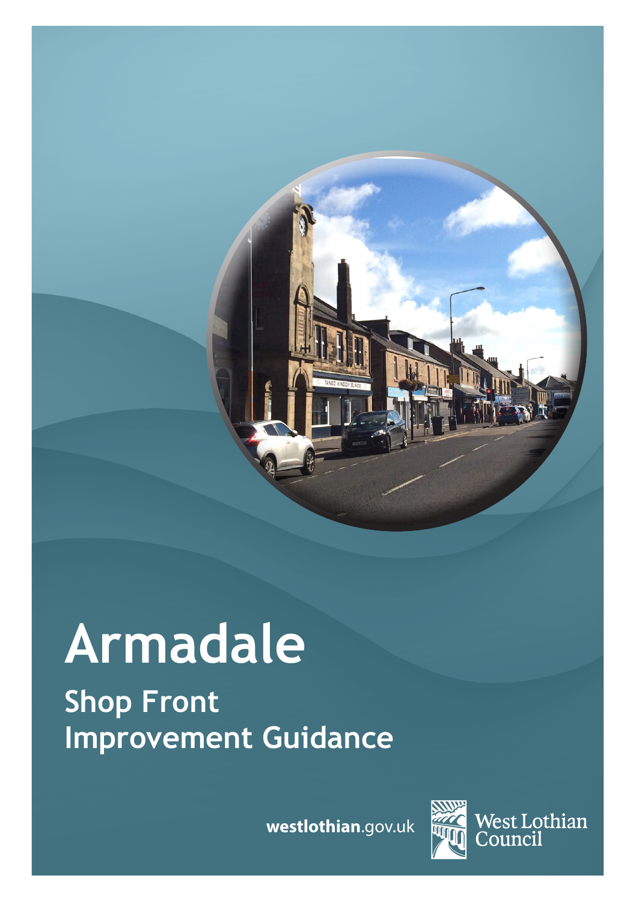# Armadale

## Shop Front Improvement Guidance

westlothian.gov.uk

West Lothian Council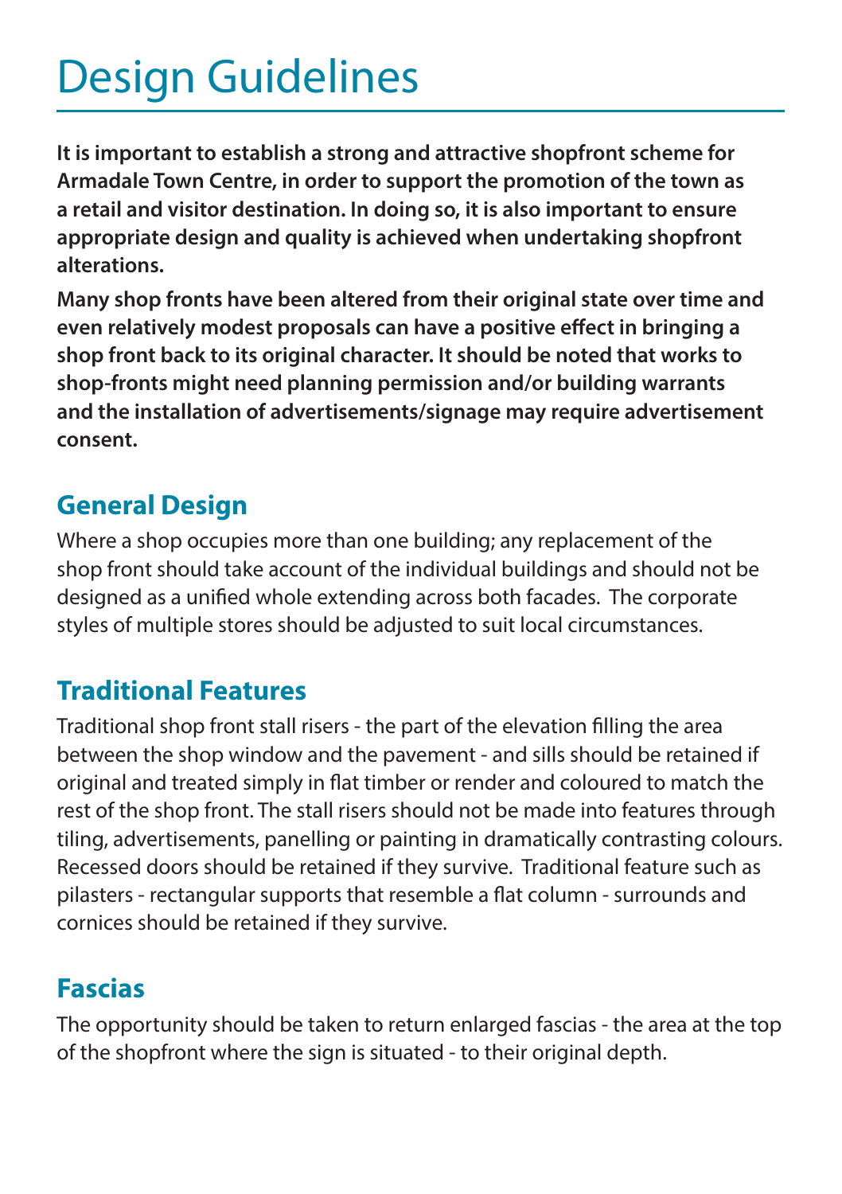# Design Guidelines

**It is important to establish a strong and attractive shopfront scheme for Armadale Town Centre, in order to support the promotion of the town as a retail and visitor destination. In doing so, it is also important to ensure appropriate design and quality is achieved when undertaking shopfront alterations.**

**Many shop fronts have been altered from their original state over time and even relatively modest proposals can have a positive effect in bringing a shop front back to its original character. It should be noted that works to shop-fronts might need planning permission and/or building warrants and the installation of advertisements/signage may require advertisement consent.**

## General Design

Where a shop occupies more than one building; any replacement of the shop front should take account of the individual buildings and should not be designed as a unified whole extending across both facades. The corporate styles of multiple stores should be adjusted to suit local circumstances.

## Traditional Features

Traditional shop front stall risers - the part of the elevation filling the area between the shop window and the pavement - and sills should be retained if original and treated simply in flat timber or render and coloured to match the rest of the shop front. The stall risers should not be made into features through tiling, advertisements, panelling or painting in dramatically contrasting colours. Recessed doors should be retained if they survive. Traditional feature such as pilasters - rectangular supports that resemble a flat column - surrounds and cornices should be retained if they survive.

## Fascias

The opportunity should be taken to return enlarged fascias - the area at the top of the shopfront where the sign is situated - to their original depth.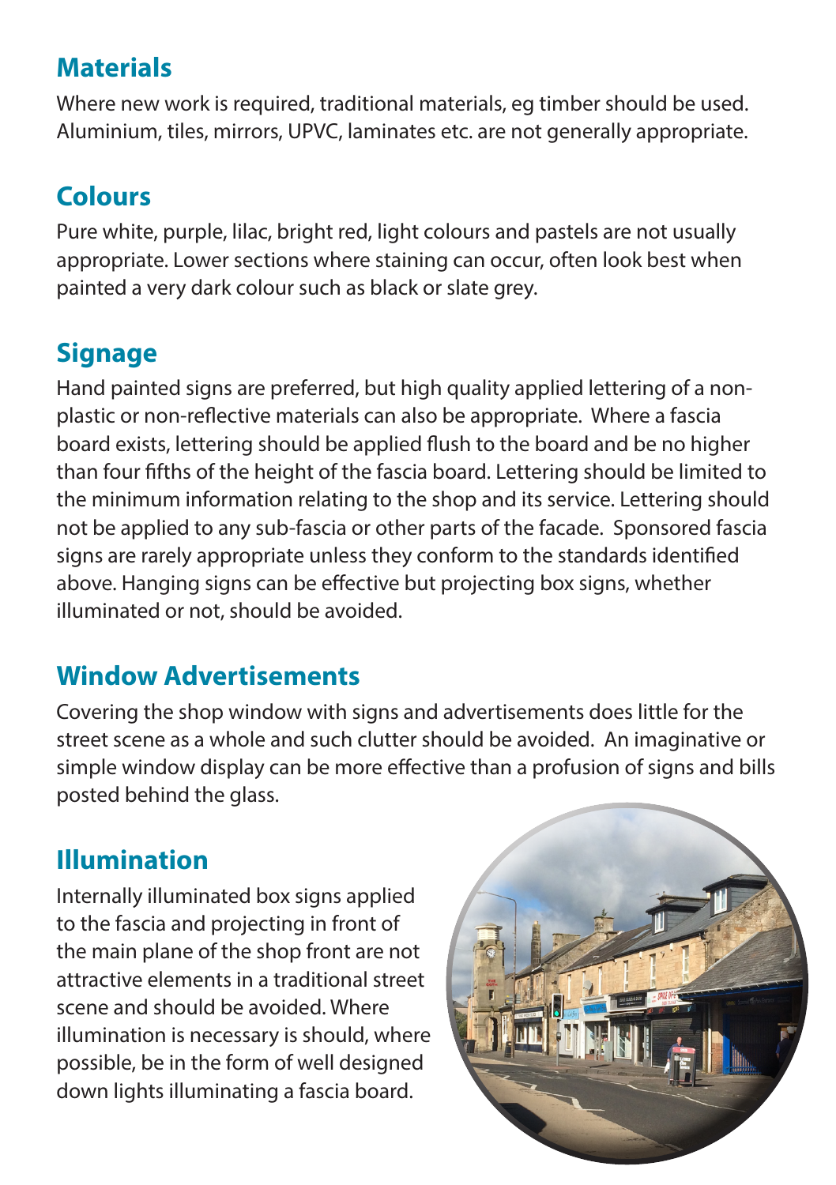## Materials

Where new work is required, traditional materials, eg timber should be used. Aluminium, tiles, mirrors, UPVC, laminates etc. are not generally appropriate.

## Colours

Pure white, purple, lilac, bright red, light colours and pastels are not usually appropriate. Lower sections where staining can occur, often look best when painted a very dark colour such as black or slate grey.

## Signage

Hand painted signs are preferred, but high quality applied lettering of a non-plastic or non-reflective materials can also be appropriate. Where a fascia board exists, lettering should be applied flush to the board and be no higher than four fifths of the height of the fascia board. Lettering should be limited to the minimum information relating to the shop and its service. Lettering should not be applied to any sub-fascia or other parts of the facade. Sponsored fascia signs are rarely appropriate unless they conform to the standards identified above. Hanging signs can be effective but projecting box signs, whether illuminated or not, should be avoided.

## Window Advertisements

Covering the shop window with signs and advertisements does little for the street scene as a whole and such clutter should be avoided. An imaginative or simple window display can be more effective than a profusion of signs and bills posted behind the glass.

## Illumination

Internally illuminated box signs applied to the fascia and projecting in front of the main plane of the shop front are not attractive elements in a traditional street scene and should be avoided. Where illumination is necessary is should, where possible, be in the form of well designed down lights illuminating a fascia board.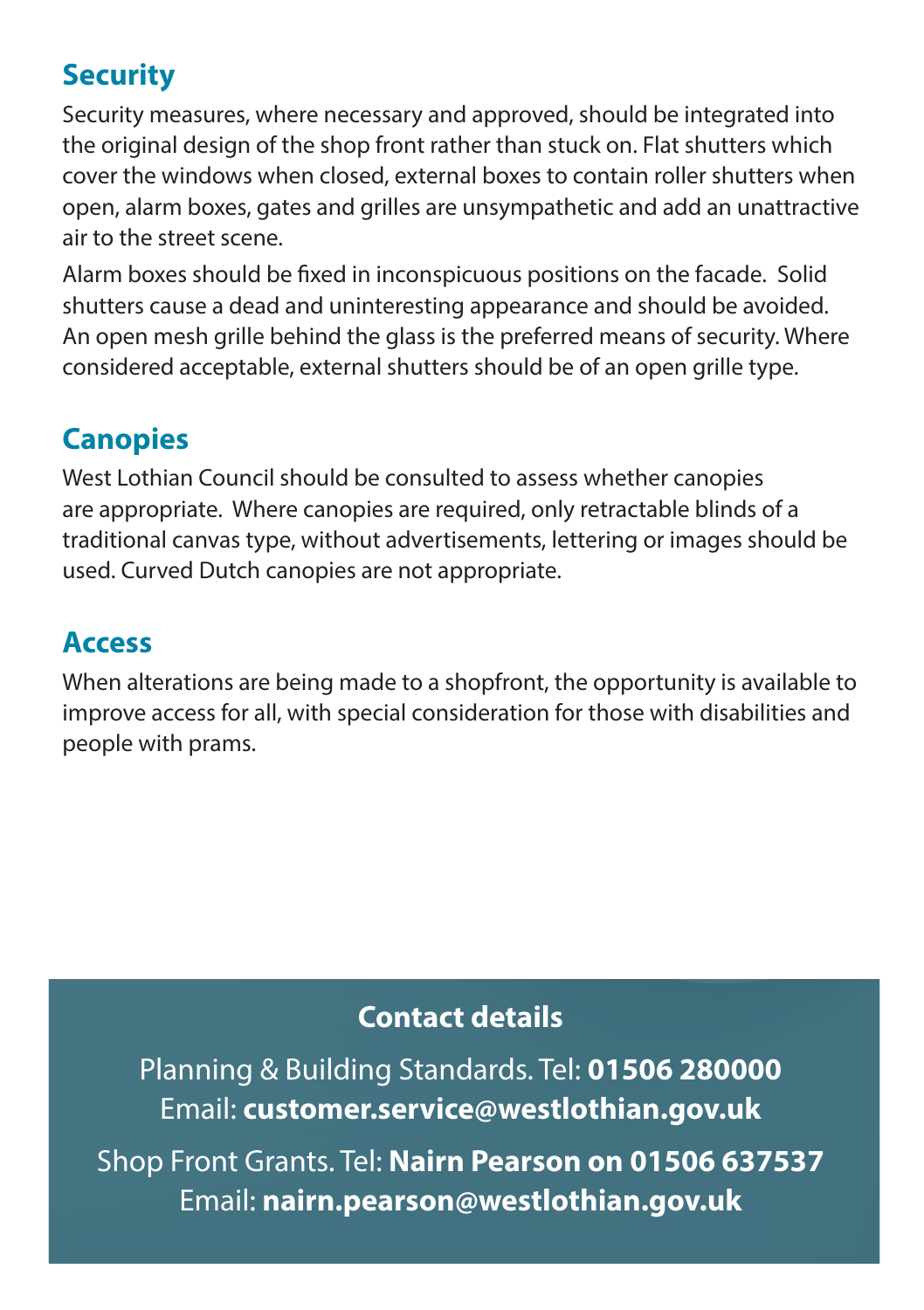## Security

Security measures, where necessary and approved, should be integrated into the original design of the shop front rather than stuck on. Flat shutters which cover the windows when closed, external boxes to contain roller shutters when open, alarm boxes, gates and grilles are unsympathetic and add an unattractive air to the street scene.

Alarm boxes should be fixed in inconspicuous positions on the facade. Solid shutters cause a dead and uninteresting appearance and should be avoided. An open mesh grille behind the glass is the preferred means of security. Where considered acceptable, external shutters should be of an open grille type.

## Canopies

West Lothian Council should be consulted to assess whether canopies are appropriate. Where canopies are required, only retractable blinds of a traditional canvas type, without advertisements, lettering or images should be used. Curved Dutch canopies are not appropriate.

## Access

When alterations are being made to a shopfront, the opportunity is available to improve access for all, with special consideration for those with disabilities and people with prams.

**Contact details**

Planning & Building Standards. Tel: **01506 280000**
Email: **customer.service@westlothian.gov.uk**

Shop Front Grants. Tel: **Nairn Pearson on 01506 637537**
Email: **nairn.pearson@westlothian.gov.uk**